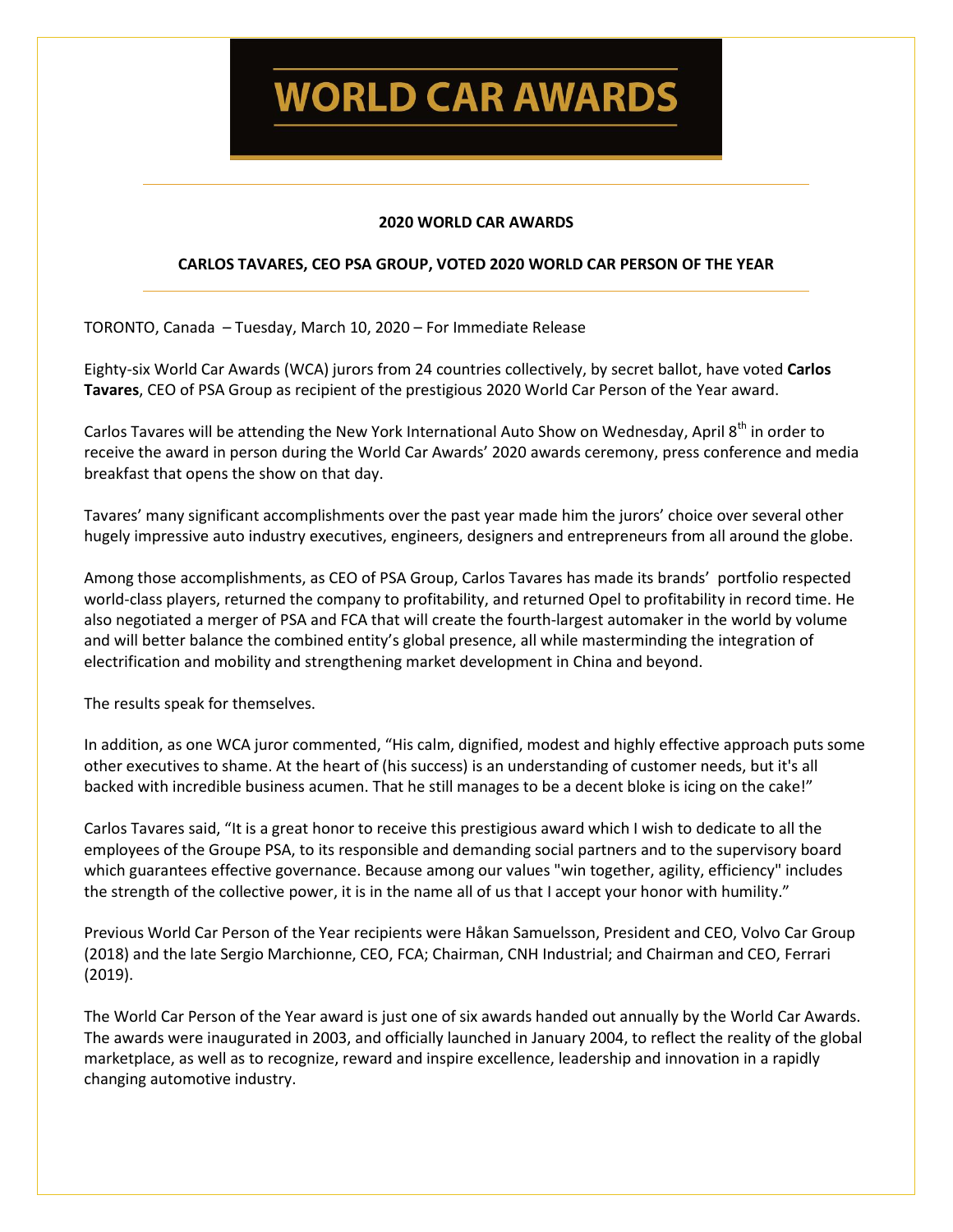# WORLD CAR AWARDS

**2020 WORLD CAR AWARDS**

**CARLOS TAVARES, CEO PSA GROUP, VOTED 2020 WORLD CAR PERSON OF THE YEAR**

TORONTO, Canada – Tuesday, March 10, 2020 – For Immediate Release

Eighty-six World Car Awards (WCA) jurors from 24 countries collectively, by secret ballot, have voted **Carlos Tavares**, CEO of PSA Group as recipient of the prestigious 2020 World Car Person of the Year award.

Carlos Tavares will be attending the New York International Auto Show on Wednesday, April 8th in order to receive the award in person during the World Car Awards' 2020 awards ceremony, press conference and media breakfast that opens the show on that day.

Tavares' many significant accomplishments over the past year made him the jurors' choice over several other hugely impressive auto industry executives, engineers, designers and entrepreneurs from all around the globe.

Among those accomplishments, as CEO of PSA Group, Carlos Tavares has made its brands' portfolio respected world-class players, returned the company to profitability, and returned Opel to profitability in record time. He also negotiated a merger of PSA and FCA that will create the fourth-largest automaker in the world by volume and will better balance the combined entity's global presence, all while masterminding the integration of electrification and mobility and strengthening market development in China and beyond.

The results speak for themselves.

In addition, as one WCA juror commented, "His calm, dignified, modest and highly effective approach puts some other executives to shame. At the heart of (his success) is an understanding of customer needs, but it's all backed with incredible business acumen. That he still manages to be a decent bloke is icing on the cake!"

Carlos Tavares said, "It is a great honor to receive this prestigious award which I wish to dedicate to all the employees of the Groupe PSA, to its responsible and demanding social partners and to the supervisory board which guarantees effective governance. Because among our values "win together, agility, efficiency" includes the strength of the collective power, it is in the name all of us that I accept your honor with humility."

Previous World Car Person of the Year recipients were Håkan Samuelsson, President and CEO, Volvo Car Group (2018) and the late Sergio Marchionne, CEO, FCA; Chairman, CNH Industrial; and Chairman and CEO, Ferrari (2019).

The World Car Person of the Year award is just one of six awards handed out annually by the World Car Awards. The awards were inaugurated in 2003, and officially launched in January 2004, to reflect the reality of the global marketplace, as well as to recognize, reward and inspire excellence, leadership and innovation in a rapidly changing automotive industry.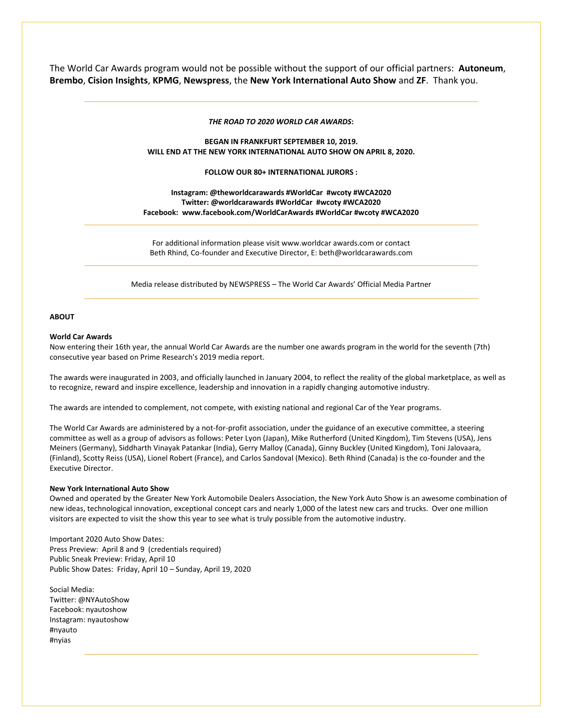The World Car Awards program would not be possible without the support of our official partners: **Autoneum**, **Brembo**, **Cision Insights**, **KPMG**, **Newspress**, the **New York International Auto Show** and **ZF**. Thank you.

---

***THE ROAD TO 2020 WORLD CAR AWARDS*:**

**BEGAN IN FRANKFURT SEPTEMBER 10, 2019.**
**WILL END AT THE NEW YORK INTERNATIONAL AUTO SHOW ON APRIL 8, 2020.**

**FOLLOW OUR 80+ INTERNATIONAL JURORS :**

**Instagram: @theworldcarawards #WorldCar #wcoty #WCA2020**
**Twitter: @worldcarawards #WorldCar #wcoty #WCA2020**
**Facebook: www.facebook.com/WorldCarAwards #WorldCar #wcoty #WCA2020**

---

For additional information please visit www.worldcar awards.com or contact
Beth Rhind, Co-founder and Executive Director, E: beth@worldcarawards.com

---

Media release distributed by NEWSPRESS – The World Car Awards' Official Media Partner

---

**ABOUT**

**World Car Awards**

Now entering their 16th year, the annual World Car Awards are the number one awards program in the world for the seventh (7th) consecutive year based on Prime Research's 2019 media report.

The awards were inaugurated in 2003, and officially launched in January 2004, to reflect the reality of the global marketplace, as well as to recognize, reward and inspire excellence, leadership and innovation in a rapidly changing automotive industry.

The awards are intended to complement, not compete, with existing national and regional Car of the Year programs.

The World Car Awards are administered by a not-for-profit association, under the guidance of an executive committee, a steering committee as well as a group of advisors as follows: Peter Lyon (Japan), Mike Rutherford (United Kingdom), Tim Stevens (USA), Jens Meiners (Germany), Siddharth Vinayak Patankar (India), Gerry Malloy (Canada), Ginny Buckley (United Kingdom), Toni Jalovaara, (Finland), Scotty Reiss (USA), Lionel Robert (France), and Carlos Sandoval (Mexico). Beth Rhind (Canada) is the co-founder and the Executive Director.

**New York International Auto Show**

Owned and operated by the Greater New York Automobile Dealers Association, the New York Auto Show is an awesome combination of new ideas, technological innovation, exceptional concept cars and nearly 1,000 of the latest new cars and trucks. Over one million visitors are expected to visit the show this year to see what is truly possible from the automotive industry.

Important 2020 Auto Show Dates:
Press Preview: April 8 and 9 (credentials required)
Public Sneak Preview: Friday, April 10
Public Show Dates: Friday, April 10 – Sunday, April 19, 2020

Social Media:
Twitter: @NYAutoShow
Facebook: nyautoshow
Instagram: nyautoshow
#nyauto
#nyias